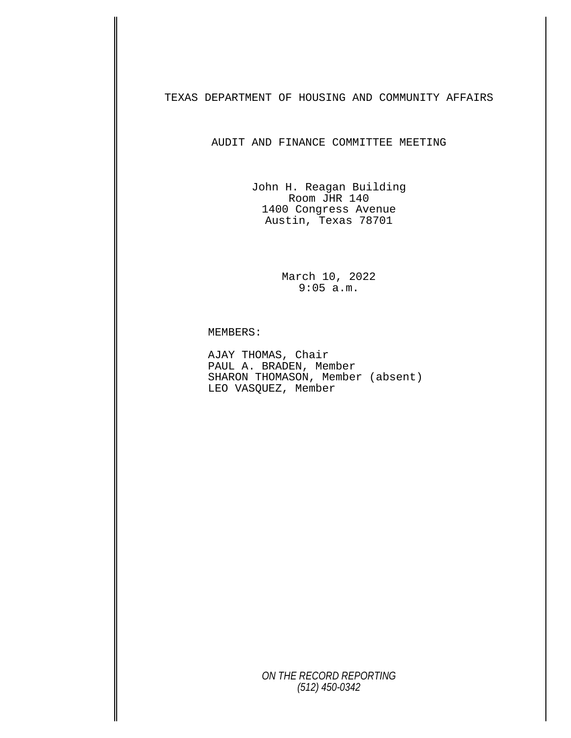# TEXAS DEPARTMENT OF HOUSING AND COMMUNITY AFFAIRS

## AUDIT AND FINANCE COMMITTEE MEETING

John H. Reagan Building
Room JHR 140
1400 Congress Avenue
Austin, Texas 78701

March 10, 2022
9:05 a.m.

MEMBERS:

AJAY THOMAS, Chair
PAUL A. BRADEN, Member
SHARON THOMASON, Member (absent)
LEO VASQUEZ, Member

*ON THE RECORD REPORTING*
*(512) 450-0342*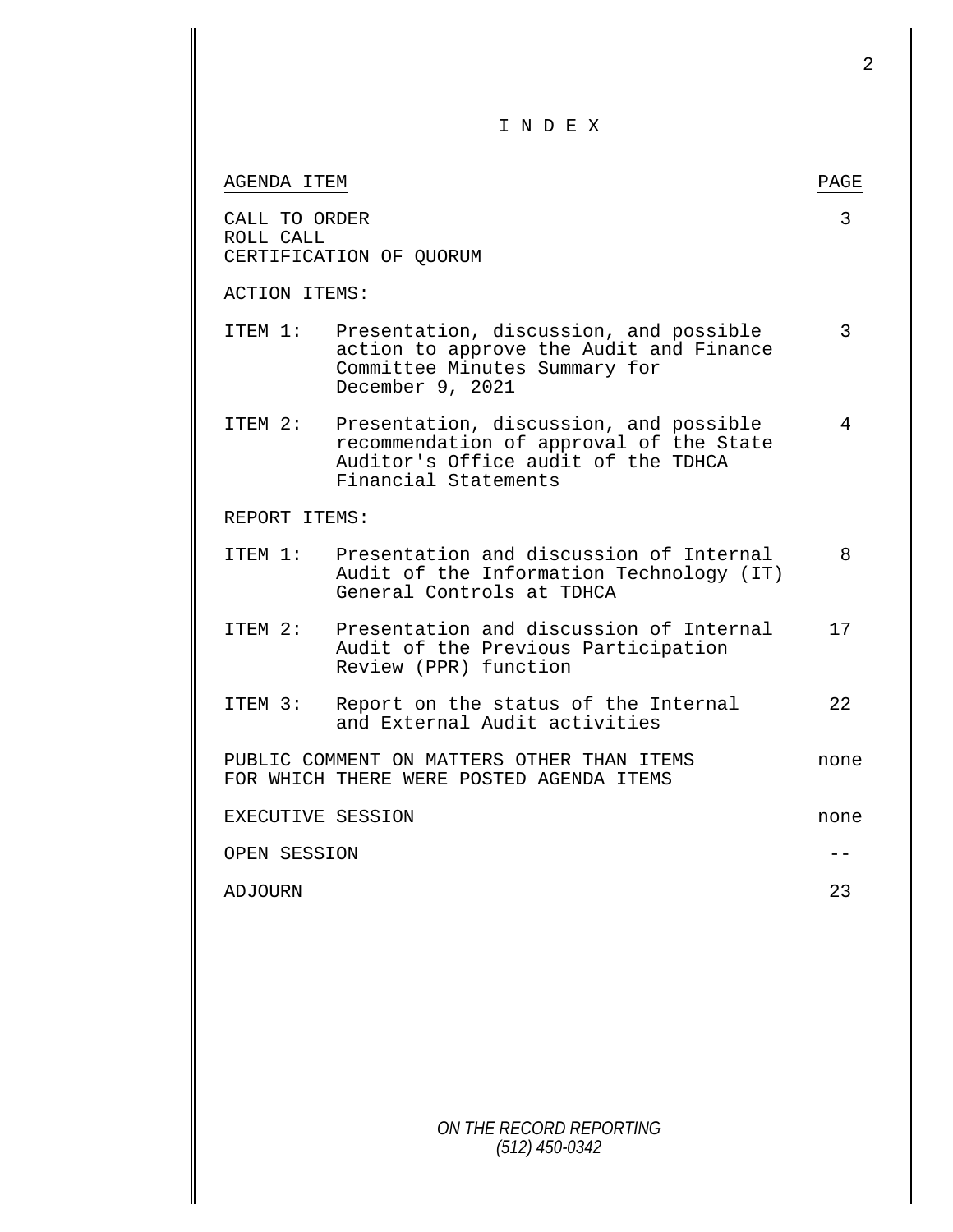# I N D E X

| AGENDA ITEM | | PAGE |
|---|---|---|
| CALL TO ORDER<br>ROLL CALL<br>CERTIFICATION OF QUORUM | | 3 |
| ACTION ITEMS: | | |
| ITEM 1: | Presentation, discussion, and possible action to approve the Audit and Finance Committee Minutes Summary for December 9, 2021 | 3 |
| ITEM 2: | Presentation, discussion, and possible recommendation of approval of the State Auditor's Office audit of the TDHCA Financial Statements | 4 |
| REPORT ITEMS: | | |
| ITEM 1: | Presentation and discussion of Internal Audit of the Information Technology (IT) General Controls at TDHCA | 8 |
| ITEM 2: | Presentation and discussion of Internal Audit of the Previous Participation Review (PPR) function | 17 |
| ITEM 3: | Report on the status of the Internal and External Audit activities | 22 |
| PUBLIC COMMENT ON MATTERS OTHER THAN ITEMS FOR WHICH THERE WERE POSTED AGENDA ITEMS | | none |
| EXECUTIVE SESSION | | none |
| OPEN SESSION | | -- |
| ADJOURN | | 23 |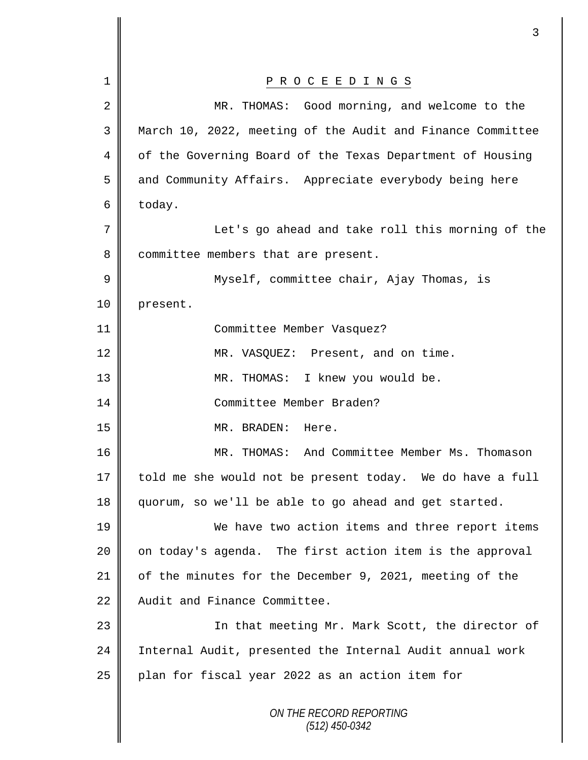P R O C E E D I N G S

MR. THOMAS: Good morning, and welcome to the March 10, 2022, meeting of the Audit and Finance Committee of the Governing Board of the Texas Department of Housing and Community Affairs. Appreciate everybody being here today.

Let's go ahead and take roll this morning of the committee members that are present.

Myself, committee chair, Ajay Thomas, is present.

Committee Member Vasquez?

MR. VASQUEZ: Present, and on time.

MR. THOMAS: I knew you would be.

Committee Member Braden?

MR. BRADEN: Here.

MR. THOMAS: And Committee Member Ms. Thomason told me she would not be present today. We do have a full quorum, so we'll be able to go ahead and get started.

We have two action items and three report items on today's agenda. The first action item is the approval of the minutes for the December 9, 2021, meeting of the Audit and Finance Committee.

In that meeting Mr. Mark Scott, the director of Internal Audit, presented the Internal Audit annual work plan for fiscal year 2022 as an action item for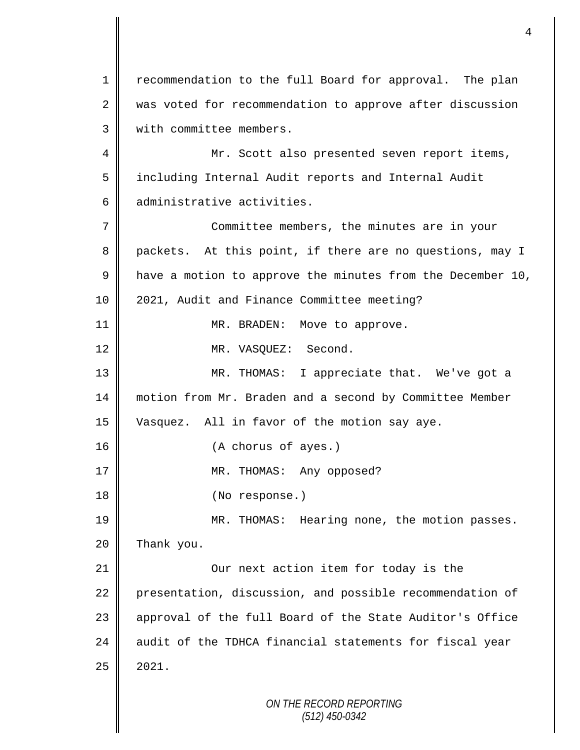recommendation to the full Board for approval. The plan was voted for recommendation to approve after discussion with committee members.

Mr. Scott also presented seven report items, including Internal Audit reports and Internal Audit administrative activities.

Committee members, the minutes are in your packets. At this point, if there are no questions, may I have a motion to approve the minutes from the December 10, 2021, Audit and Finance Committee meeting?

MR. BRADEN: Move to approve.

MR. VASQUEZ: Second.

MR. THOMAS: I appreciate that. We've got a motion from Mr. Braden and a second by Committee Member Vasquez. All in favor of the motion say aye.

(A chorus of ayes.)

MR. THOMAS: Any opposed?

(No response.)

MR. THOMAS: Hearing none, the motion passes. Thank you.

Our next action item for today is the presentation, discussion, and possible recommendation of approval of the full Board of the State Auditor's Office audit of the TDHCA financial statements for fiscal year 2021.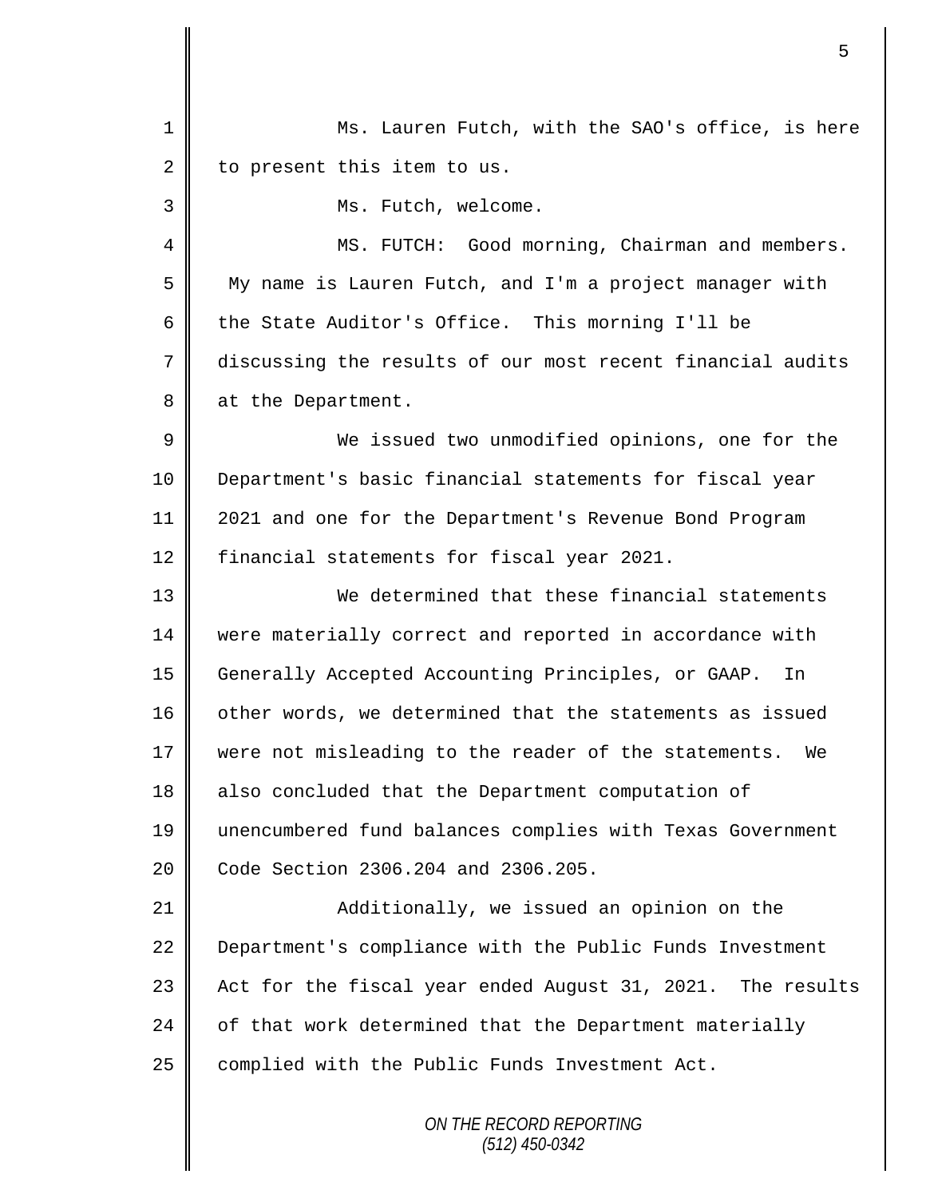Ms. Lauren Futch, with the SAO's office, is here to present this item to us.

Ms. Futch, welcome.

MS. FUTCH: Good morning, Chairman and members. My name is Lauren Futch, and I'm a project manager with the State Auditor's Office. This morning I'll be discussing the results of our most recent financial audits at the Department.

We issued two unmodified opinions, one for the Department's basic financial statements for fiscal year 2021 and one for the Department's Revenue Bond Program financial statements for fiscal year 2021.

We determined that these financial statements were materially correct and reported in accordance with Generally Accepted Accounting Principles, or GAAP. In other words, we determined that the statements as issued were not misleading to the reader of the statements. We also concluded that the Department computation of unencumbered fund balances complies with Texas Government Code Section 2306.204 and 2306.205.

Additionally, we issued an opinion on the Department's compliance with the Public Funds Investment Act for the fiscal year ended August 31, 2021. The results of that work determined that the Department materially complied with the Public Funds Investment Act.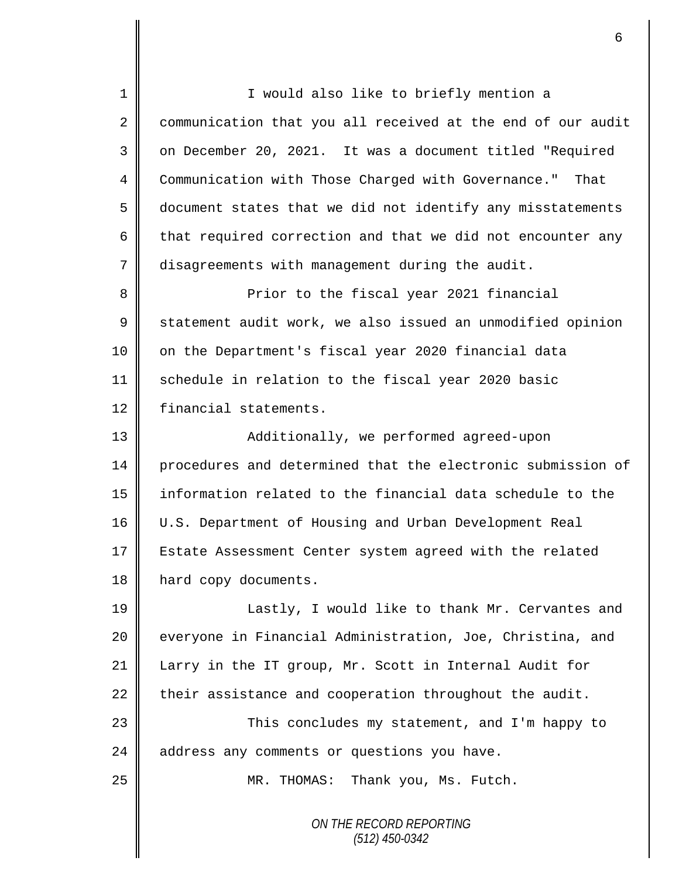I would also like to briefly mention a communication that you all received at the end of our audit on December 20, 2021. It was a document titled "Required Communication with Those Charged with Governance." That document states that we did not identify any misstatements that required correction and that we did not encounter any disagreements with management during the audit.

Prior to the fiscal year 2021 financial statement audit work, we also issued an unmodified opinion on the Department's fiscal year 2020 financial data schedule in relation to the fiscal year 2020 basic financial statements.

Additionally, we performed agreed-upon procedures and determined that the electronic submission of information related to the financial data schedule to the U.S. Department of Housing and Urban Development Real Estate Assessment Center system agreed with the related hard copy documents.

Lastly, I would like to thank Mr. Cervantes and everyone in Financial Administration, Joe, Christina, and Larry in the IT group, Mr. Scott in Internal Audit for their assistance and cooperation throughout the audit.

This concludes my statement, and I'm happy to address any comments or questions you have.

MR. THOMAS: Thank you, Ms. Futch.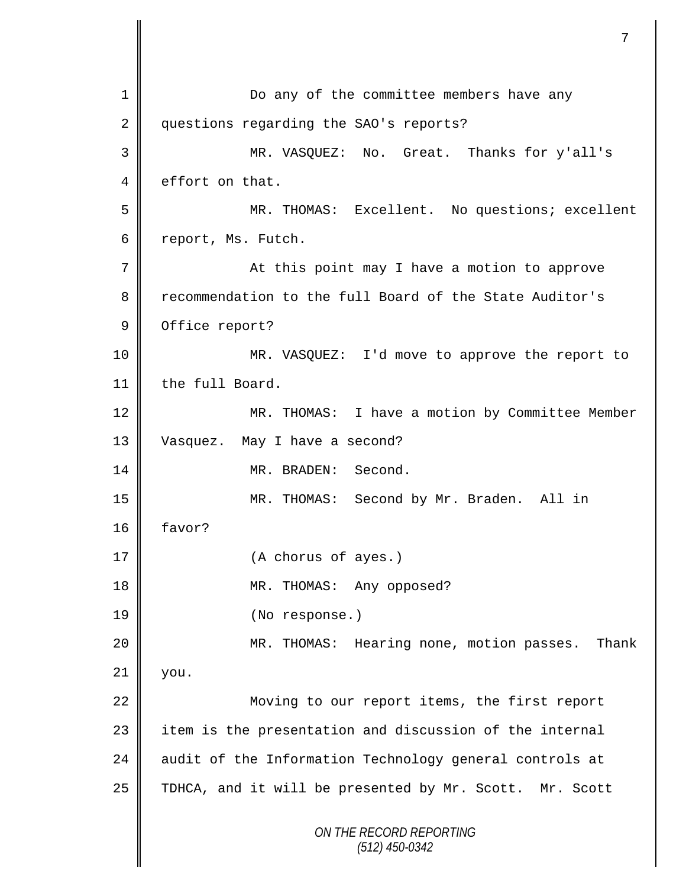Do any of the committee members have any questions regarding the SAO's reports?

MR. VASQUEZ: No. Great. Thanks for y'all's effort on that.

MR. THOMAS: Excellent. No questions; excellent report, Ms. Futch.

At this point may I have a motion to approve recommendation to the full Board of the State Auditor's Office report?

MR. VASQUEZ: I'd move to approve the report to the full Board.

MR. THOMAS: I have a motion by Committee Member Vasquez. May I have a second?

MR. BRADEN: Second.

MR. THOMAS: Second by Mr. Braden. All in favor?

(A chorus of ayes.)

MR. THOMAS: Any opposed?

(No response.)

MR. THOMAS: Hearing none, motion passes. Thank you.

Moving to our report items, the first report item is the presentation and discussion of the internal audit of the Information Technology general controls at TDHCA, and it will be presented by Mr. Scott. Mr. Scott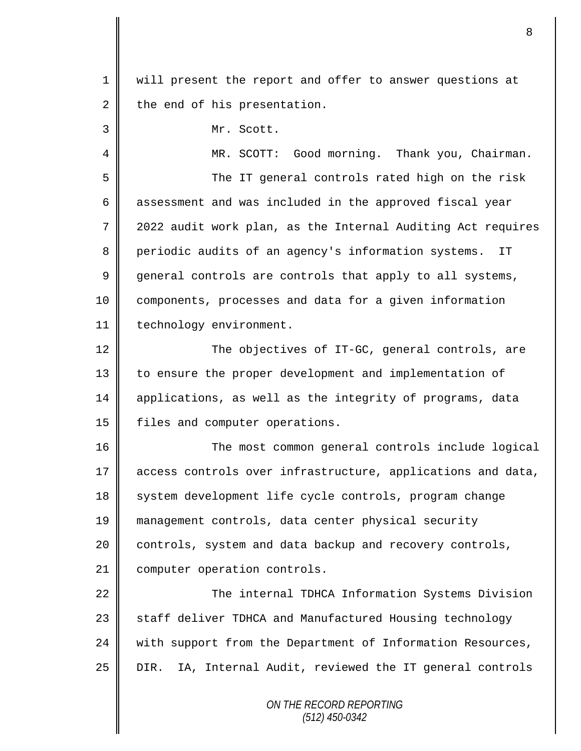will present the report and offer to answer questions at the end of his presentation.

Mr. Scott.

MR. SCOTT: Good morning. Thank you, Chairman.

The IT general controls rated high on the risk assessment and was included in the approved fiscal year 2022 audit work plan, as the Internal Auditing Act requires periodic audits of an agency's information systems. IT general controls are controls that apply to all systems, components, processes and data for a given information technology environment.

The objectives of IT-GC, general controls, are to ensure the proper development and implementation of applications, as well as the integrity of programs, data files and computer operations.

The most common general controls include logical access controls over infrastructure, applications and data, system development life cycle controls, program change management controls, data center physical security controls, system and data backup and recovery controls, computer operation controls.

The internal TDHCA Information Systems Division staff deliver TDHCA and Manufactured Housing technology with support from the Department of Information Resources, DIR. IA, Internal Audit, reviewed the IT general controls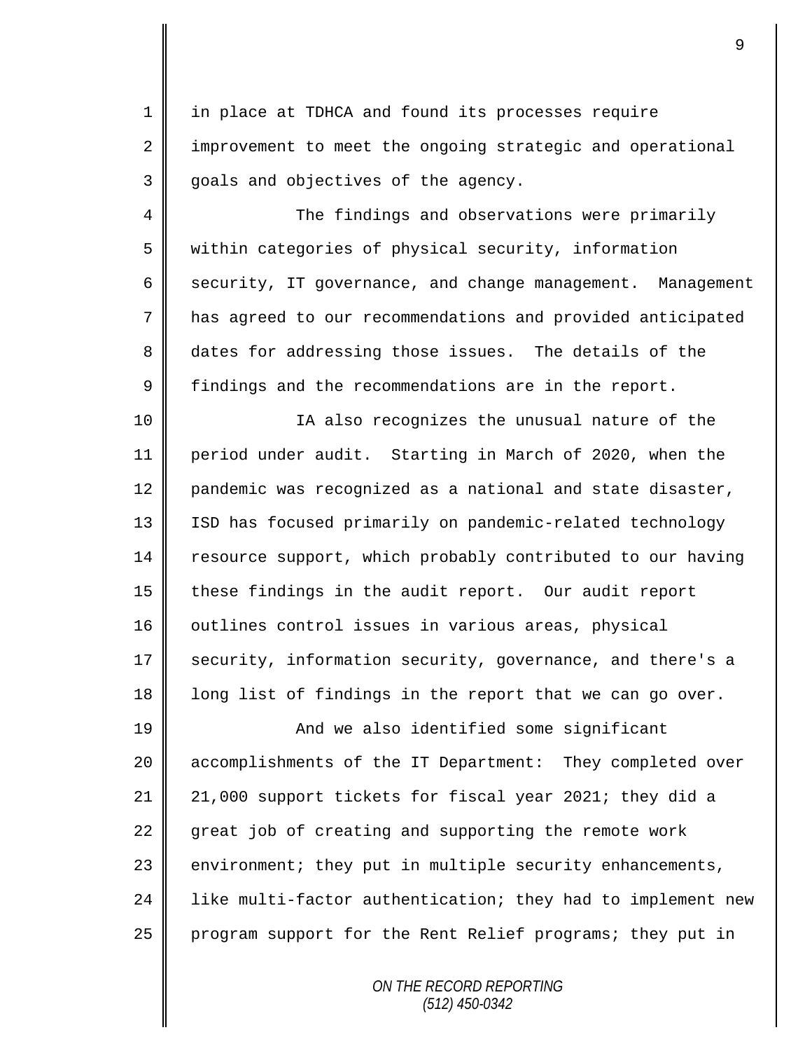in place at TDHCA and found its processes require improvement to meet the ongoing strategic and operational goals and objectives of the agency.

The findings and observations were primarily within categories of physical security, information security, IT governance, and change management. Management has agreed to our recommendations and provided anticipated dates for addressing those issues. The details of the findings and the recommendations are in the report.

IA also recognizes the unusual nature of the period under audit. Starting in March of 2020, when the pandemic was recognized as a national and state disaster, ISD has focused primarily on pandemic-related technology resource support, which probably contributed to our having these findings in the audit report. Our audit report outlines control issues in various areas, physical security, information security, governance, and there's a long list of findings in the report that we can go over.

And we also identified some significant accomplishments of the IT Department: They completed over 21,000 support tickets for fiscal year 2021; they did a great job of creating and supporting the remote work environment; they put in multiple security enhancements, like multi-factor authentication; they had to implement new program support for the Rent Relief programs; they put in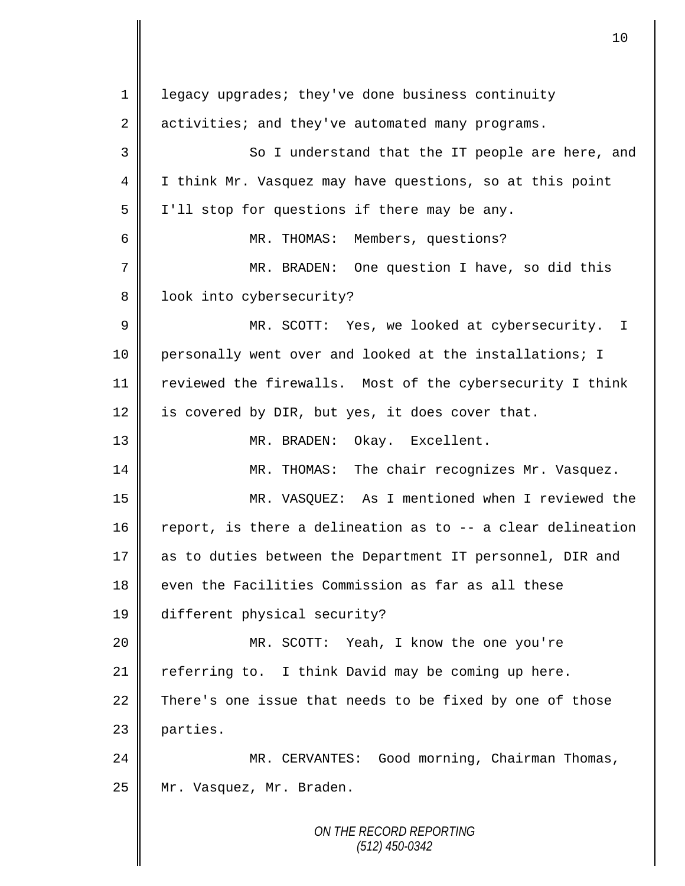legacy upgrades; they've done business continuity activities; and they've automated many programs.

So I understand that the IT people are here, and I think Mr. Vasquez may have questions, so at this point I'll stop for questions if there may be any.

MR. THOMAS: Members, questions?

MR. BRADEN: One question I have, so did this look into cybersecurity?

MR. SCOTT: Yes, we looked at cybersecurity. I personally went over and looked at the installations; I reviewed the firewalls. Most of the cybersecurity I think is covered by DIR, but yes, it does cover that.

MR. BRADEN: Okay. Excellent.

MR. THOMAS: The chair recognizes Mr. Vasquez.

MR. VASQUEZ: As I mentioned when I reviewed the report, is there a delineation as to -- a clear delineation as to duties between the Department IT personnel, DIR and even the Facilities Commission as far as all these different physical security?

MR. SCOTT: Yeah, I know the one you're referring to. I think David may be coming up here. There's one issue that needs to be fixed by one of those parties.

MR. CERVANTES: Good morning, Chairman Thomas, Mr. Vasquez, Mr. Braden.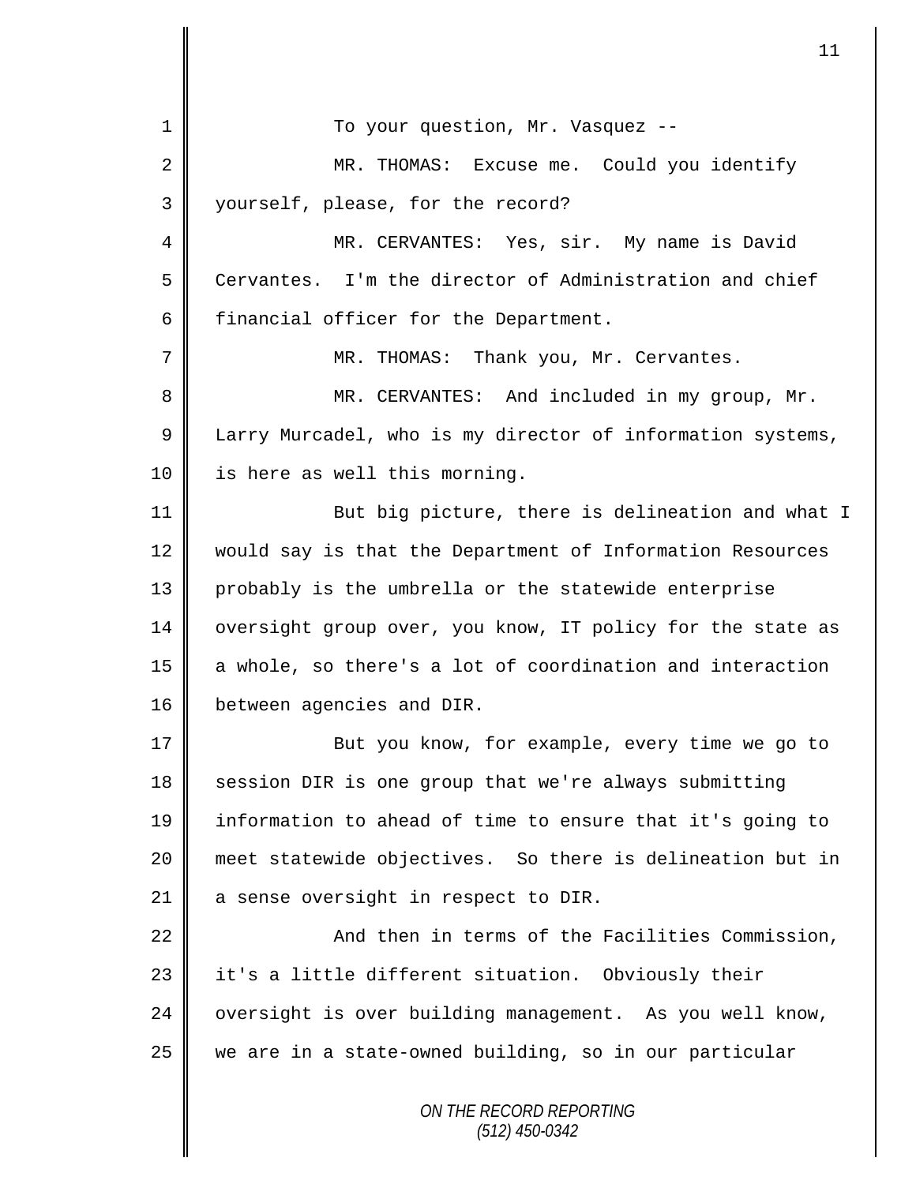To your question, Mr. Vasquez --

MR. THOMAS: Excuse me. Could you identify yourself, please, for the record?

MR. CERVANTES: Yes, sir. My name is David Cervantes. I'm the director of Administration and chief financial officer for the Department.

MR. THOMAS: Thank you, Mr. Cervantes.

MR. CERVANTES: And included in my group, Mr. Larry Murcadel, who is my director of information systems, is here as well this morning.

But big picture, there is delineation and what I would say is that the Department of Information Resources probably is the umbrella or the statewide enterprise oversight group over, you know, IT policy for the state as a whole, so there's a lot of coordination and interaction between agencies and DIR.

But you know, for example, every time we go to session DIR is one group that we're always submitting information to ahead of time to ensure that it's going to meet statewide objectives. So there is delineation but in a sense oversight in respect to DIR.

And then in terms of the Facilities Commission, it's a little different situation. Obviously their oversight is over building management. As you well know, we are in a state-owned building, so in our particular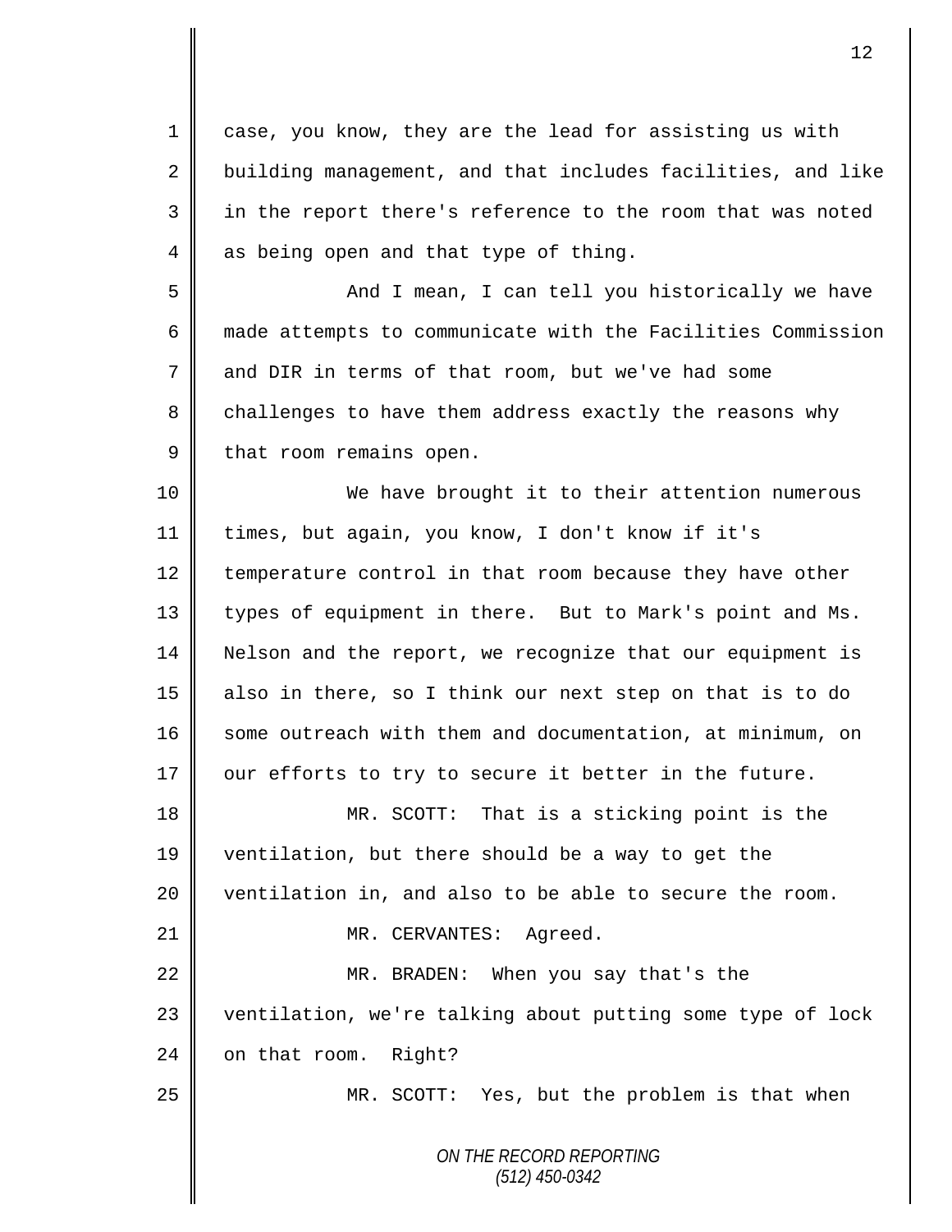case, you know, they are the lead for assisting us with building management, and that includes facilities, and like in the report there's reference to the room that was noted as being open and that type of thing.

And I mean, I can tell you historically we have made attempts to communicate with the Facilities Commission and DIR in terms of that room, but we've had some challenges to have them address exactly the reasons why that room remains open.

We have brought it to their attention numerous times, but again, you know, I don't know if it's temperature control in that room because they have other types of equipment in there. But to Mark's point and Ms. Nelson and the report, we recognize that our equipment is also in there, so I think our next step on that is to do some outreach with them and documentation, at minimum, on our efforts to try to secure it better in the future.

MR. SCOTT: That is a sticking point is the ventilation, but there should be a way to get the ventilation in, and also to be able to secure the room.

MR. CERVANTES: Agreed.

MR. BRADEN: When you say that's the ventilation, we're talking about putting some type of lock on that room. Right?

MR. SCOTT: Yes, but the problem is that when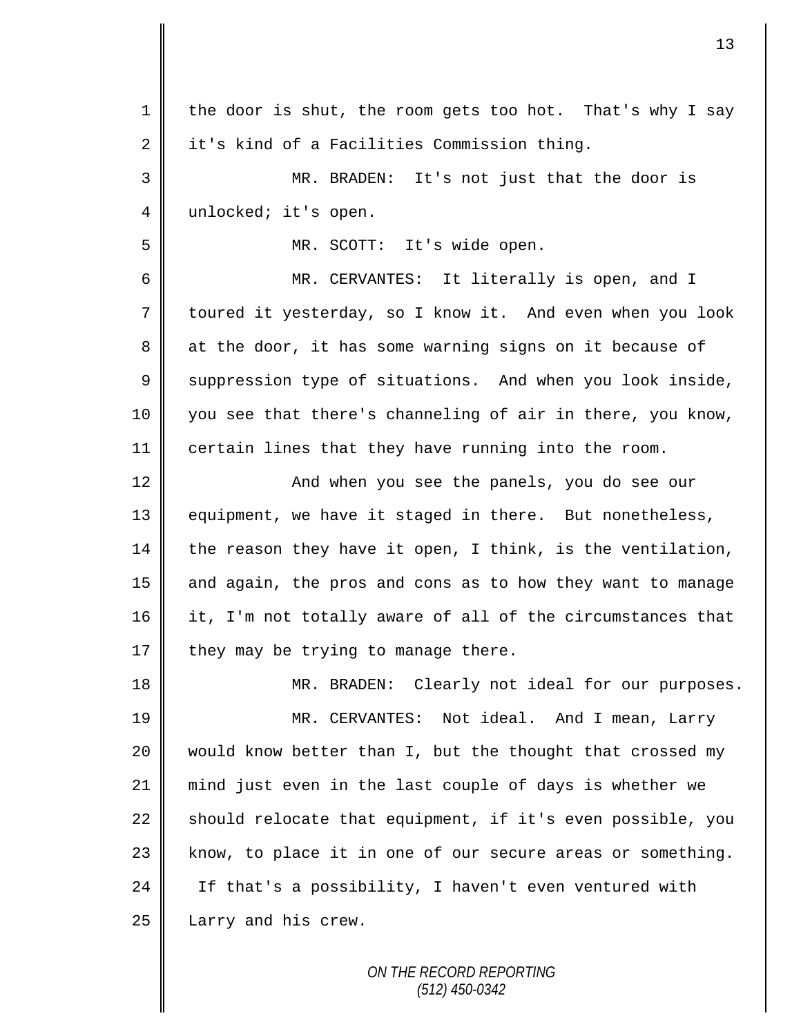the door is shut, the room gets too hot. That's why I say it's kind of a Facilities Commission thing.

MR. BRADEN: It's not just that the door is unlocked; it's open.

MR. SCOTT: It's wide open.

MR. CERVANTES: It literally is open, and I toured it yesterday, so I know it. And even when you look at the door, it has some warning signs on it because of suppression type of situations. And when you look inside, you see that there's channeling of air in there, you know, certain lines that they have running into the room.

And when you see the panels, you do see our equipment, we have it staged in there. But nonetheless, the reason they have it open, I think, is the ventilation, and again, the pros and cons as to how they want to manage it, I'm not totally aware of all of the circumstances that they may be trying to manage there.

MR. BRADEN: Clearly not ideal for our purposes.

MR. CERVANTES: Not ideal. And I mean, Larry would know better than I, but the thought that crossed my mind just even in the last couple of days is whether we should relocate that equipment, if it's even possible, you know, to place it in one of our secure areas or something. If that's a possibility, I haven't even ventured with Larry and his crew.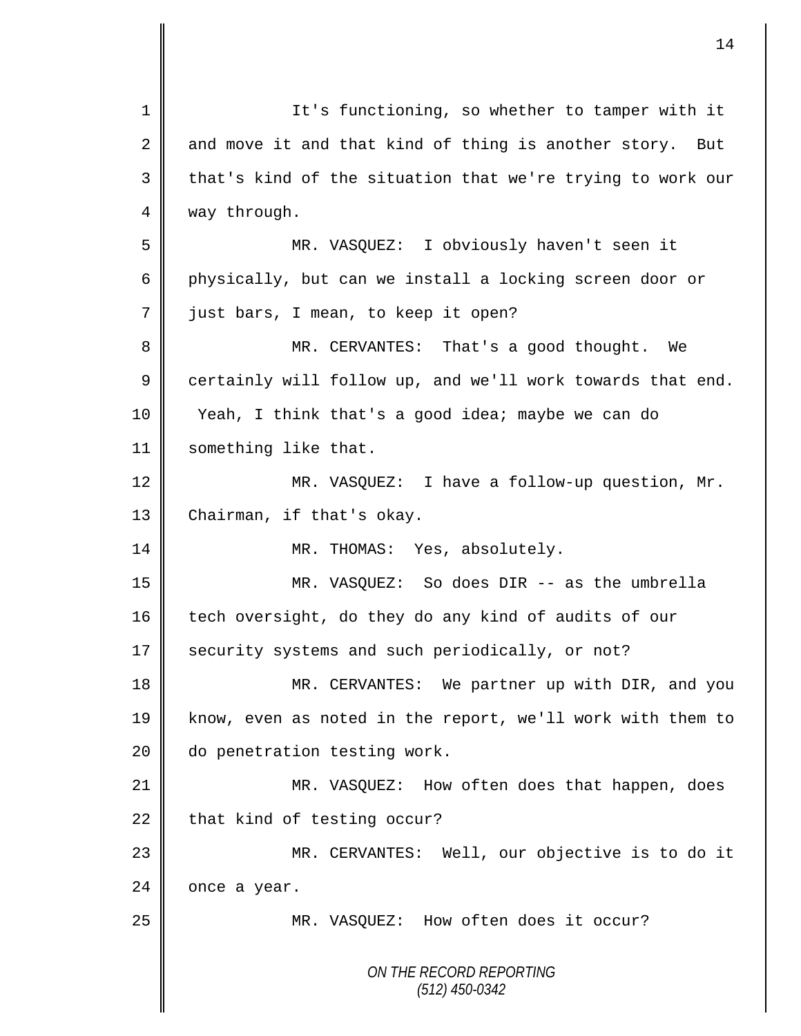It's functioning, so whether to tamper with it and move it and that kind of thing is another story. But that's kind of the situation that we're trying to work our way through.

MR. VASQUEZ: I obviously haven't seen it physically, but can we install a locking screen door or just bars, I mean, to keep it open?

MR. CERVANTES: That's a good thought. We certainly will follow up, and we'll work towards that end. Yeah, I think that's a good idea; maybe we can do something like that.

MR. VASQUEZ: I have a follow-up question, Mr. Chairman, if that's okay.

MR. THOMAS: Yes, absolutely.

MR. VASQUEZ: So does DIR -- as the umbrella tech oversight, do they do any kind of audits of our security systems and such periodically, or not?

MR. CERVANTES: We partner up with DIR, and you know, even as noted in the report, we'll work with them to do penetration testing work.

MR. VASQUEZ: How often does that happen, does that kind of testing occur?

MR. CERVANTES: Well, our objective is to do it once a year.

MR. VASQUEZ: How often does it occur?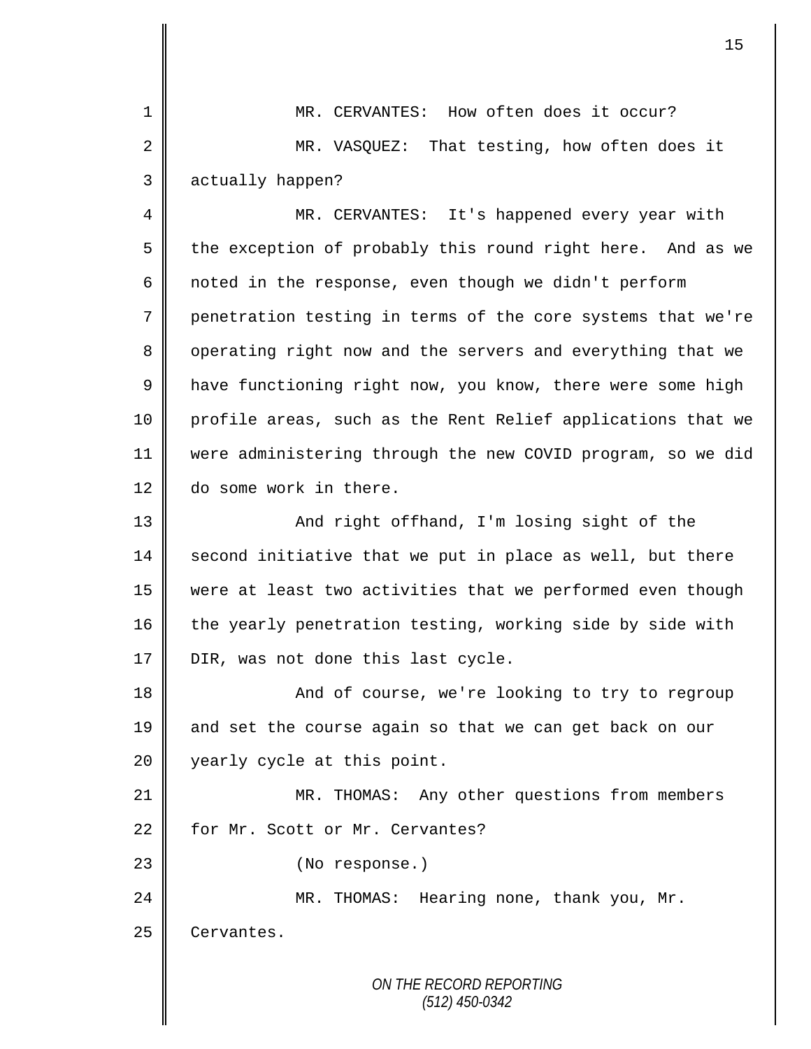MR. CERVANTES: How often does it occur?

MR. VASQUEZ: That testing, how often does it actually happen?

MR. CERVANTES: It's happened every year with the exception of probably this round right here. And as we noted in the response, even though we didn't perform penetration testing in terms of the core systems that we're operating right now and the servers and everything that we have functioning right now, you know, there were some high profile areas, such as the Rent Relief applications that we were administering through the new COVID program, so we did do some work in there.

And right offhand, I'm losing sight of the second initiative that we put in place as well, but there were at least two activities that we performed even though the yearly penetration testing, working side by side with DIR, was not done this last cycle.

And of course, we're looking to try to regroup and set the course again so that we can get back on our yearly cycle at this point.

MR. THOMAS: Any other questions from members for Mr. Scott or Mr. Cervantes?

(No response.)

MR. THOMAS: Hearing none, thank you, Mr. Cervantes.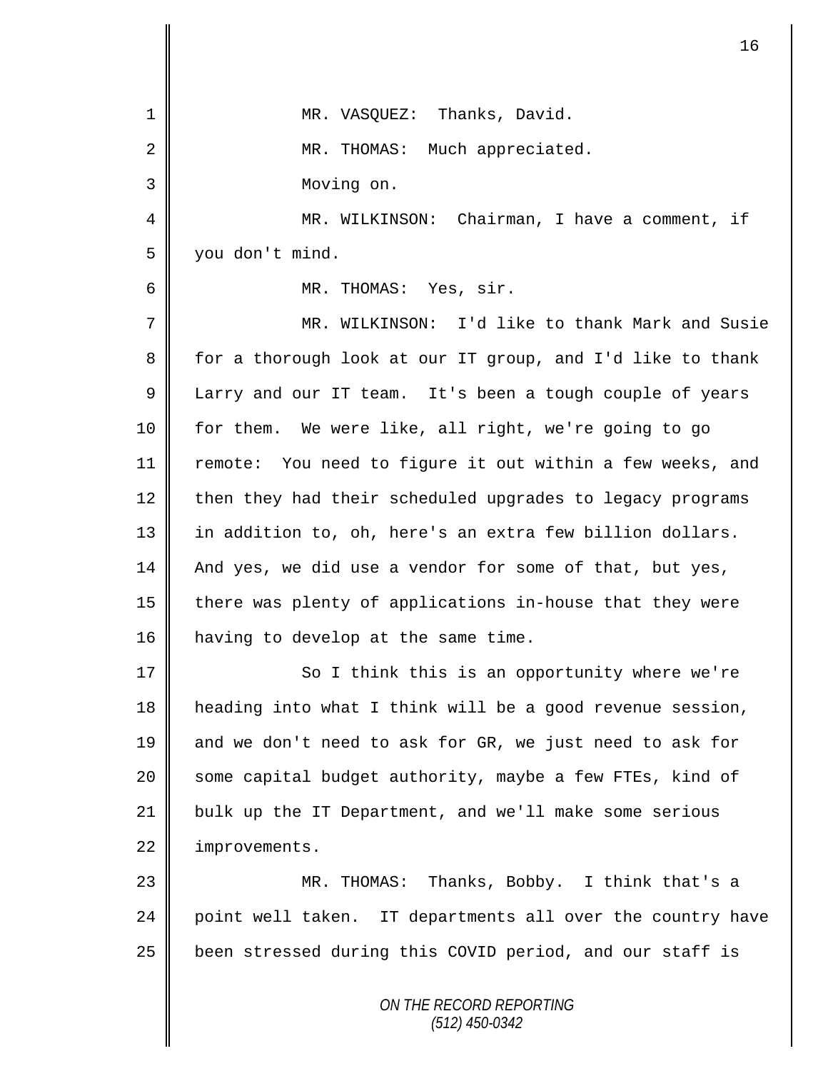MR. VASQUEZ: Thanks, David.

MR. THOMAS: Much appreciated.

Moving on.

MR. WILKINSON: Chairman, I have a comment, if you don't mind.

MR. THOMAS: Yes, sir.

MR. WILKINSON: I'd like to thank Mark and Susie for a thorough look at our IT group, and I'd like to thank Larry and our IT team. It's been a tough couple of years for them. We were like, all right, we're going to go remote: You need to figure it out within a few weeks, and then they had their scheduled upgrades to legacy programs in addition to, oh, here's an extra few billion dollars. And yes, we did use a vendor for some of that, but yes, there was plenty of applications in-house that they were having to develop at the same time.

So I think this is an opportunity where we're heading into what I think will be a good revenue session, and we don't need to ask for GR, we just need to ask for some capital budget authority, maybe a few FTEs, kind of bulk up the IT Department, and we'll make some serious improvements.

MR. THOMAS: Thanks, Bobby. I think that's a point well taken. IT departments all over the country have been stressed during this COVID period, and our staff is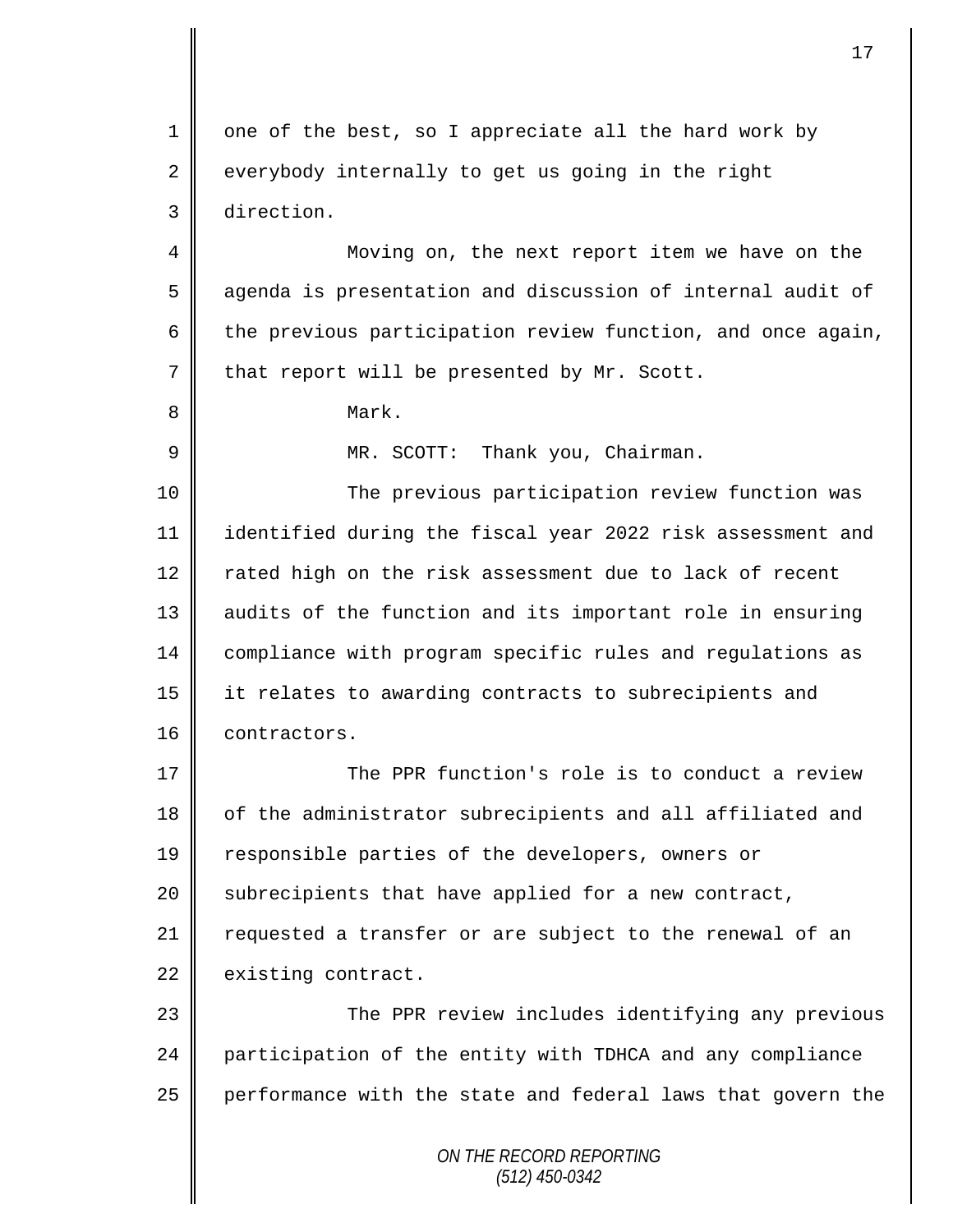one of the best, so I appreciate all the hard work by everybody internally to get us going in the right direction.

Moving on, the next report item we have on the agenda is presentation and discussion of internal audit of the previous participation review function, and once again, that report will be presented by Mr. Scott.

Mark.

MR. SCOTT: Thank you, Chairman.

The previous participation review function was identified during the fiscal year 2022 risk assessment and rated high on the risk assessment due to lack of recent audits of the function and its important role in ensuring compliance with program specific rules and regulations as it relates to awarding contracts to subrecipients and contractors.

The PPR function's role is to conduct a review of the administrator subrecipients and all affiliated and responsible parties of the developers, owners or subrecipients that have applied for a new contract, requested a transfer or are subject to the renewal of an existing contract.

The PPR review includes identifying any previous participation of the entity with TDHCA and any compliance performance with the state and federal laws that govern the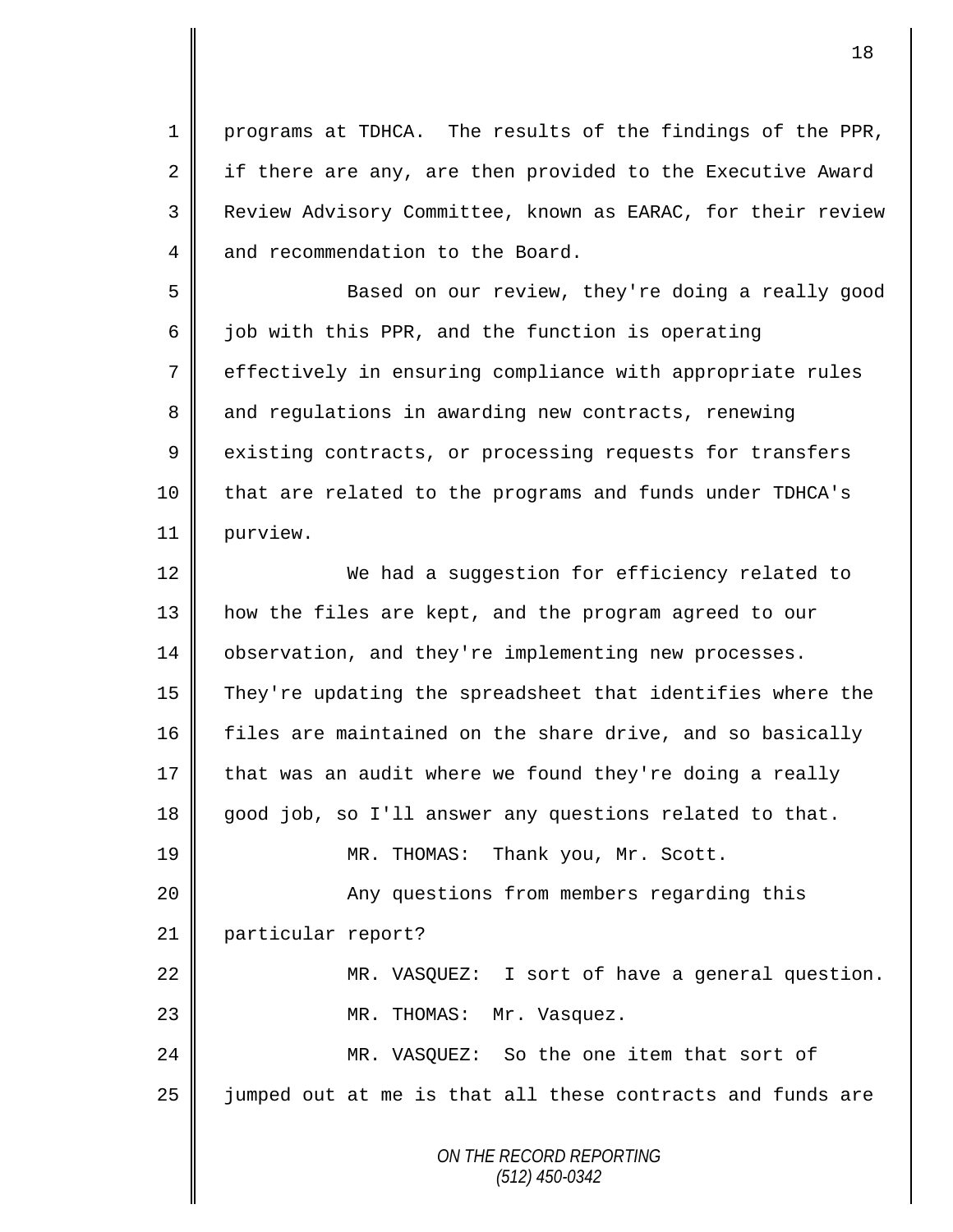programs at TDHCA. The results of the findings of the PPR, if there are any, are then provided to the Executive Award Review Advisory Committee, known as EARAC, for their review and recommendation to the Board.

Based on our review, they're doing a really good job with this PPR, and the function is operating effectively in ensuring compliance with appropriate rules and regulations in awarding new contracts, renewing existing contracts, or processing requests for transfers that are related to the programs and funds under TDHCA's purview.

We had a suggestion for efficiency related to how the files are kept, and the program agreed to our observation, and they're implementing new processes. They're updating the spreadsheet that identifies where the files are maintained on the share drive, and so basically that was an audit where we found they're doing a really good job, so I'll answer any questions related to that.

MR. THOMAS: Thank you, Mr. Scott.

Any questions from members regarding this particular report?

MR. VASQUEZ: I sort of have a general question.

MR. THOMAS: Mr. Vasquez.

MR. VASQUEZ: So the one item that sort of jumped out at me is that all these contracts and funds are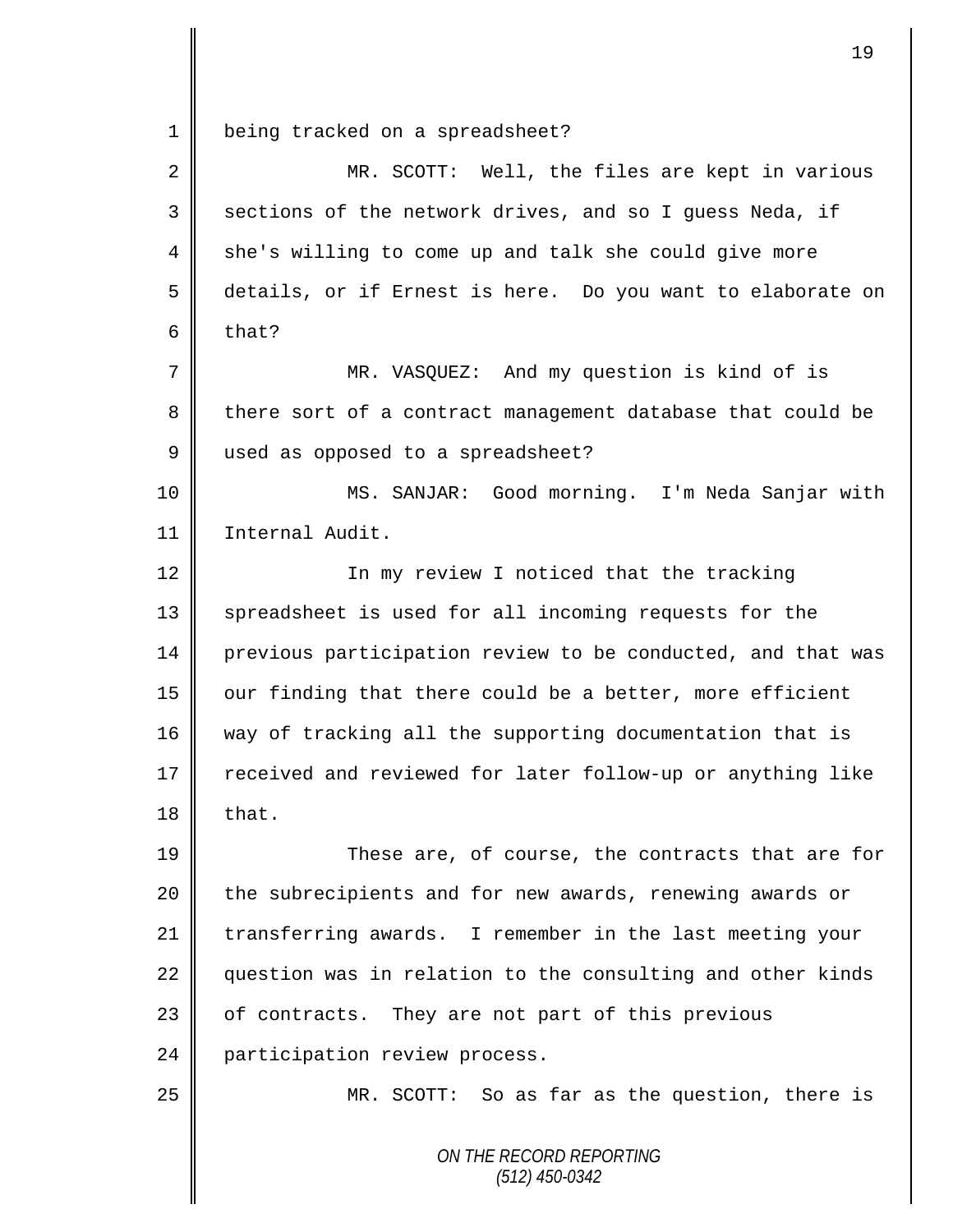being tracked on a spreadsheet?

MR. SCOTT: Well, the files are kept in various sections of the network drives, and so I guess Neda, if she's willing to come up and talk she could give more details, or if Ernest is here. Do you want to elaborate on that?

MR. VASQUEZ: And my question is kind of is there sort of a contract management database that could be used as opposed to a spreadsheet?

MS. SANJAR: Good morning. I'm Neda Sanjar with Internal Audit.

In my review I noticed that the tracking spreadsheet is used for all incoming requests for the previous participation review to be conducted, and that was our finding that there could be a better, more efficient way of tracking all the supporting documentation that is received and reviewed for later follow-up or anything like that.

These are, of course, the contracts that are for the subrecipients and for new awards, renewing awards or transferring awards. I remember in the last meeting your question was in relation to the consulting and other kinds of contracts. They are not part of this previous participation review process.

MR. SCOTT: So as far as the question, there is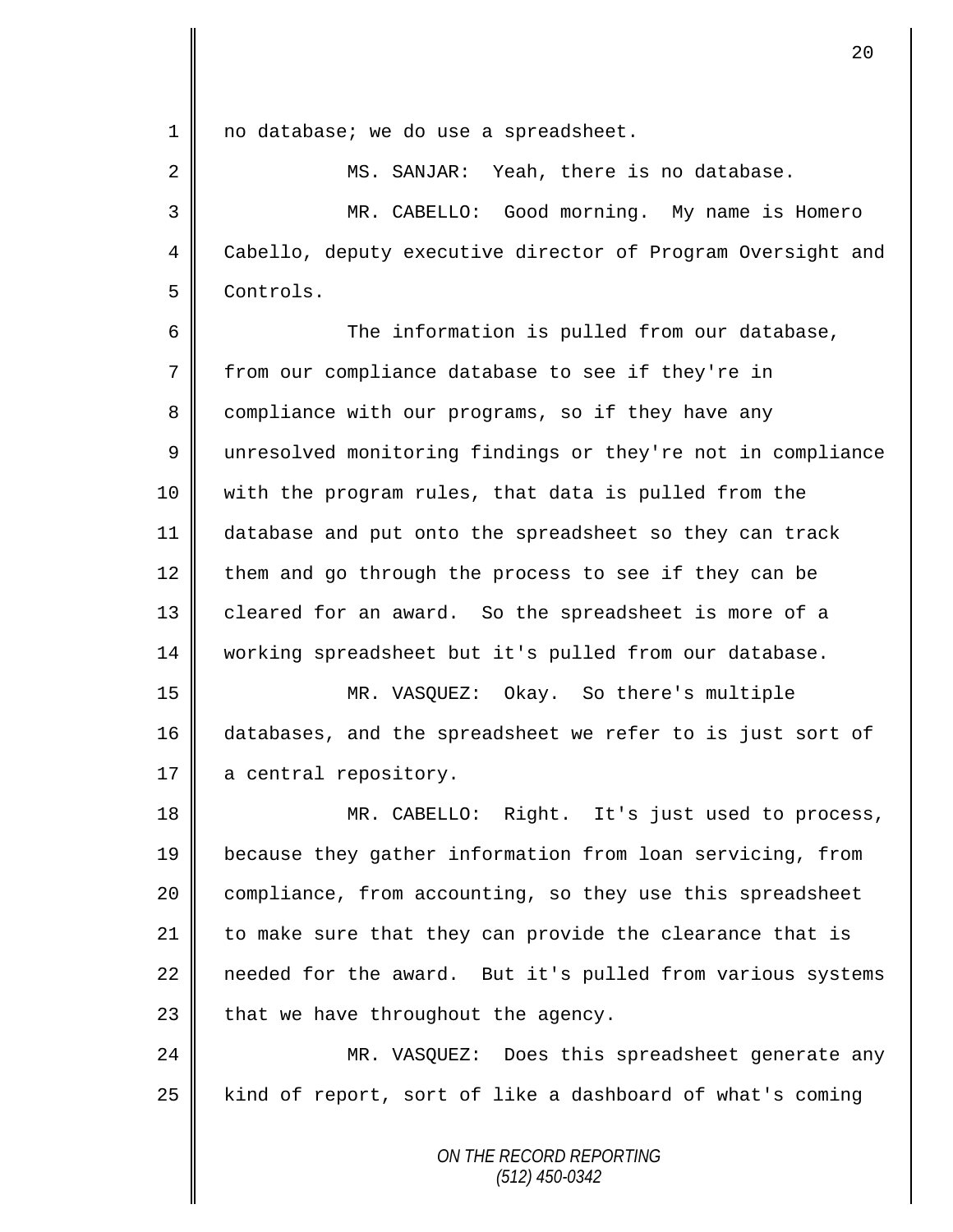no database; we do use a spreadsheet.

MS. SANJAR: Yeah, there is no database.

MR. CABELLO: Good morning. My name is Homero Cabello, deputy executive director of Program Oversight and Controls.

The information is pulled from our database, from our compliance database to see if they're in compliance with our programs, so if they have any unresolved monitoring findings or they're not in compliance with the program rules, that data is pulled from the database and put onto the spreadsheet so they can track them and go through the process to see if they can be cleared for an award. So the spreadsheet is more of a working spreadsheet but it's pulled from our database.

MR. VASQUEZ: Okay. So there's multiple databases, and the spreadsheet we refer to is just sort of a central repository.

MR. CABELLO: Right. It's just used to process, because they gather information from loan servicing, from compliance, from accounting, so they use this spreadsheet to make sure that they can provide the clearance that is needed for the award. But it's pulled from various systems that we have throughout the agency.

MR. VASQUEZ: Does this spreadsheet generate any kind of report, sort of like a dashboard of what's coming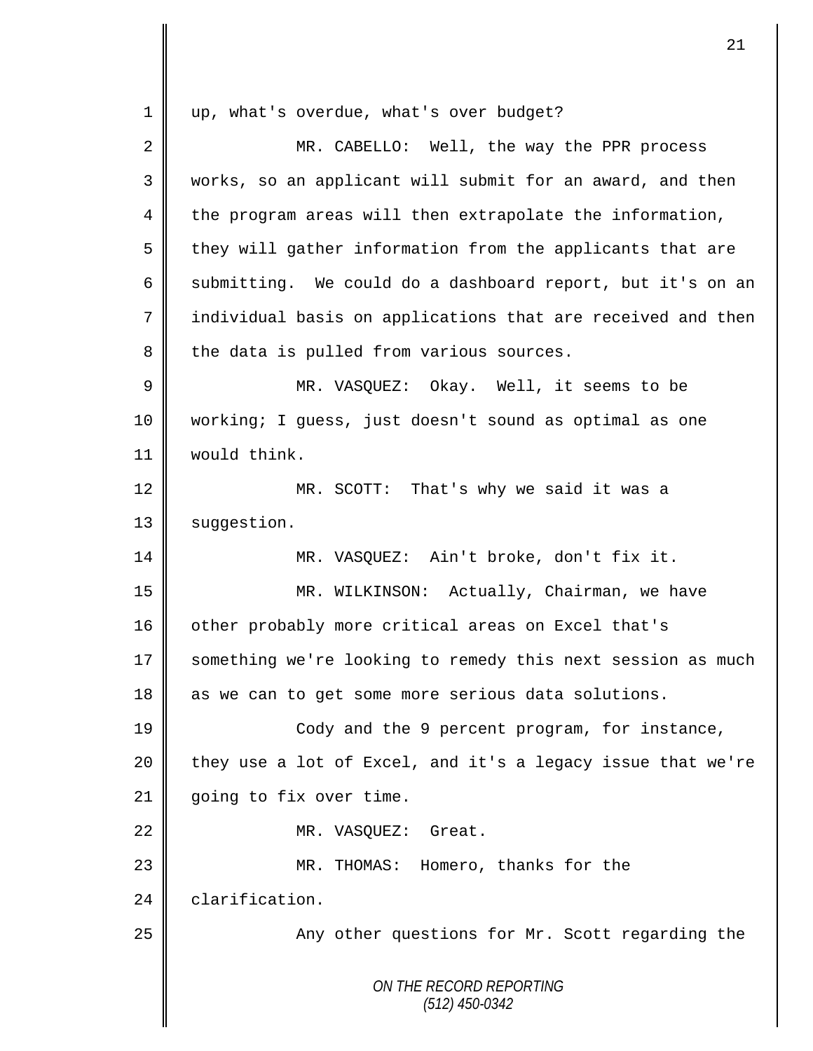up, what's overdue, what's over budget?

MR. CABELLO: Well, the way the PPR process works, so an applicant will submit for an award, and then the program areas will then extrapolate the information, they will gather information from the applicants that are submitting. We could do a dashboard report, but it's on an individual basis on applications that are received and then the data is pulled from various sources.

MR. VASQUEZ: Okay. Well, it seems to be working; I guess, just doesn't sound as optimal as one would think.

MR. SCOTT: That's why we said it was a suggestion.

MR. VASQUEZ: Ain't broke, don't fix it.

MR. WILKINSON: Actually, Chairman, we have other probably more critical areas on Excel that's something we're looking to remedy this next session as much as we can to get some more serious data solutions.

Cody and the 9 percent program, for instance, they use a lot of Excel, and it's a legacy issue that we're going to fix over time.

MR. VASQUEZ: Great.

MR. THOMAS: Homero, thanks for the clarification.

Any other questions for Mr. Scott regarding the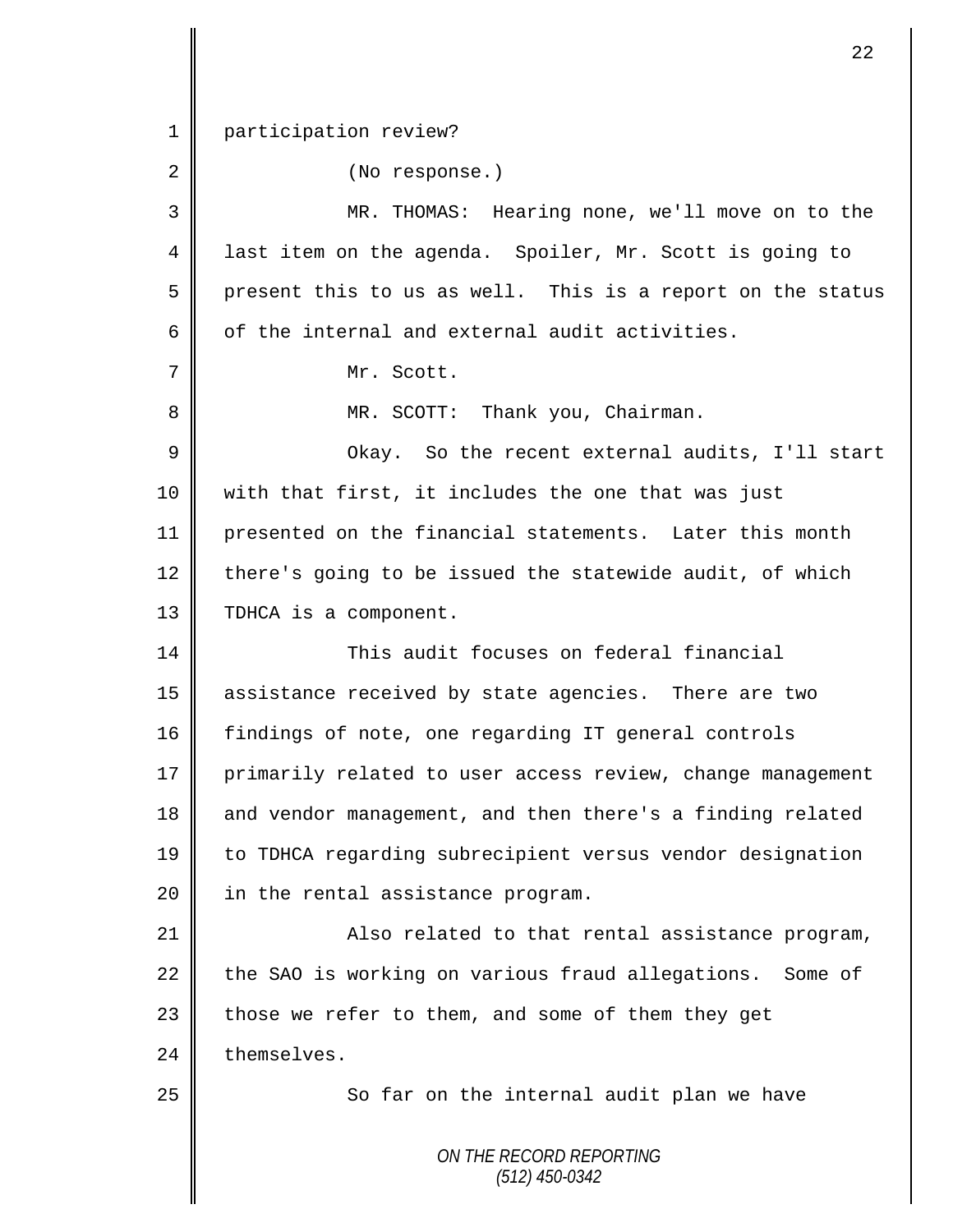participation review?

(No response.)

MR. THOMAS: Hearing none, we'll move on to the last item on the agenda. Spoiler, Mr. Scott is going to present this to us as well. This is a report on the status of the internal and external audit activities.

Mr. Scott.

MR. SCOTT: Thank you, Chairman.

Okay. So the recent external audits, I'll start with that first, it includes the one that was just presented on the financial statements. Later this month there's going to be issued the statewide audit, of which TDHCA is a component.

This audit focuses on federal financial assistance received by state agencies. There are two findings of note, one regarding IT general controls primarily related to user access review, change management and vendor management, and then there's a finding related to TDHCA regarding subrecipient versus vendor designation in the rental assistance program.

Also related to that rental assistance program, the SAO is working on various fraud allegations. Some of those we refer to them, and some of them they get themselves.

So far on the internal audit plan we have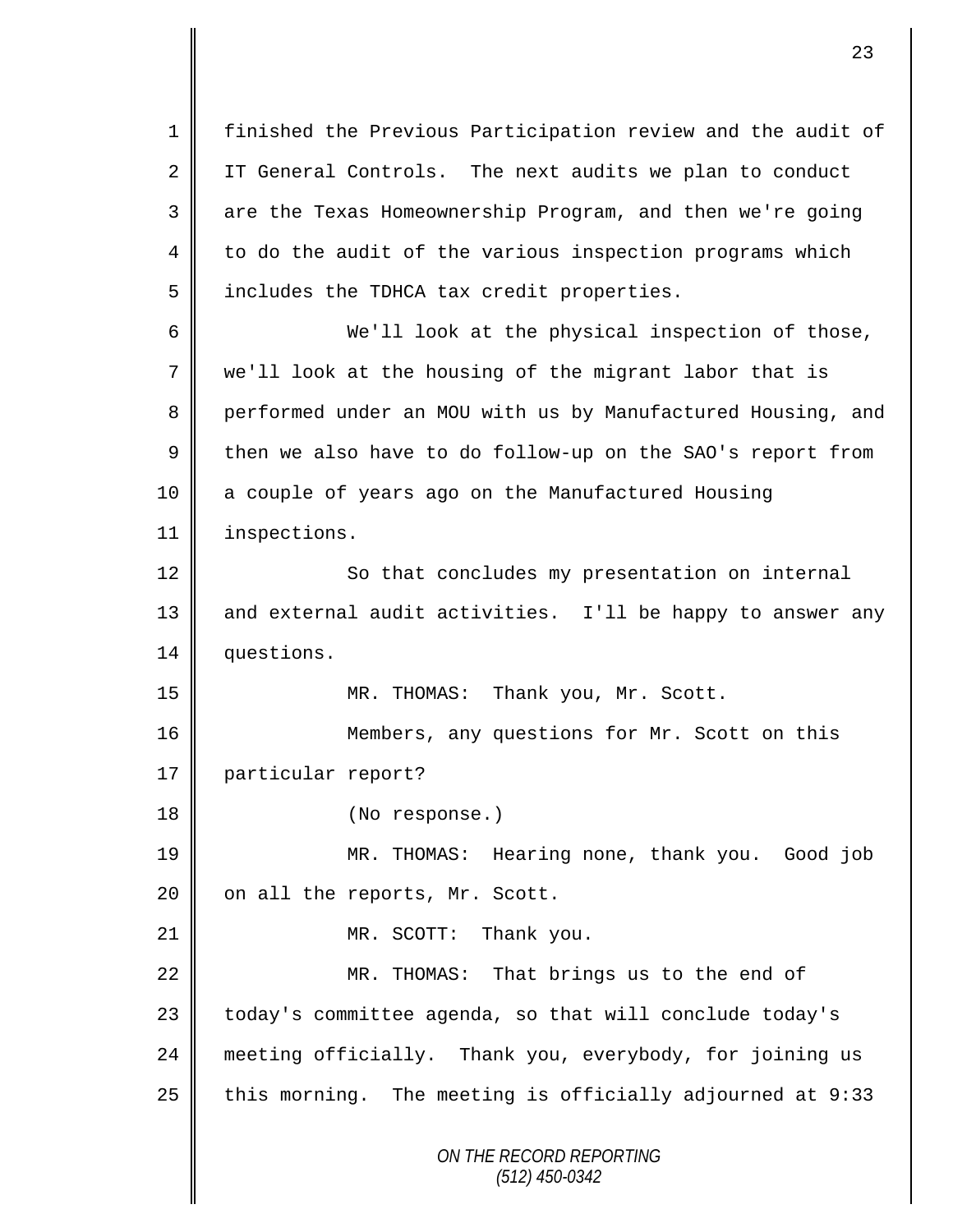finished the Previous Participation review and the audit of IT General Controls. The next audits we plan to conduct are the Texas Homeownership Program, and then we're going to do the audit of the various inspection programs which includes the TDHCA tax credit properties.

We'll look at the physical inspection of those, we'll look at the housing of the migrant labor that is performed under an MOU with us by Manufactured Housing, and then we also have to do follow-up on the SAO's report from a couple of years ago on the Manufactured Housing inspections.

So that concludes my presentation on internal and external audit activities. I'll be happy to answer any questions.

MR. THOMAS: Thank you, Mr. Scott.

Members, any questions for Mr. Scott on this particular report?

(No response.)

MR. THOMAS: Hearing none, thank you. Good job on all the reports, Mr. Scott.

MR. SCOTT: Thank you.

MR. THOMAS: That brings us to the end of today's committee agenda, so that will conclude today's meeting officially. Thank you, everybody, for joining us this morning. The meeting is officially adjourned at 9:33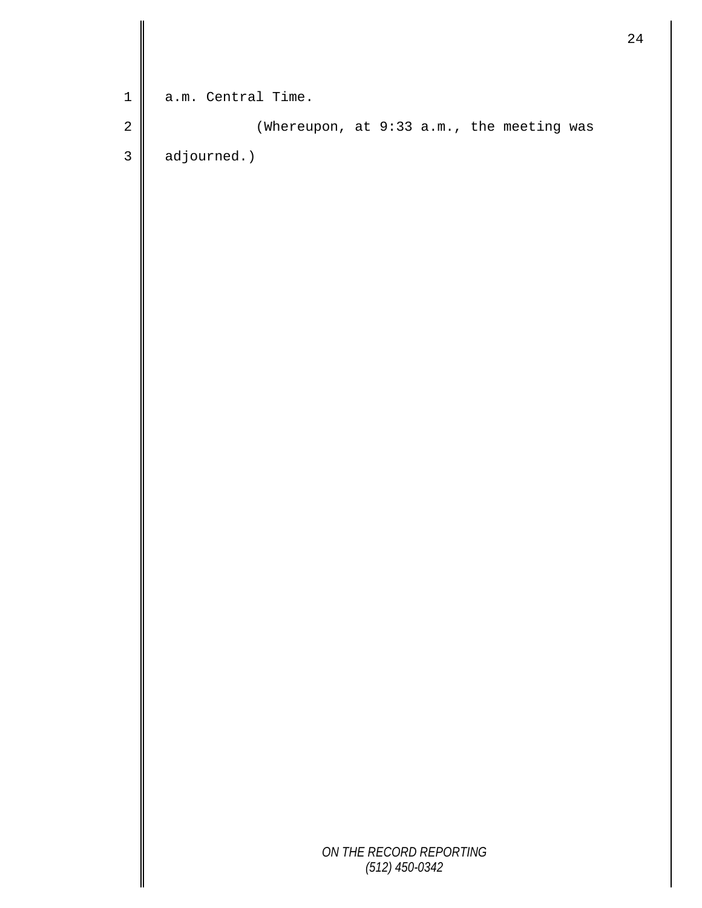a.m. Central Time.

(Whereupon, at 9:33 a.m., the meeting was adjourned.)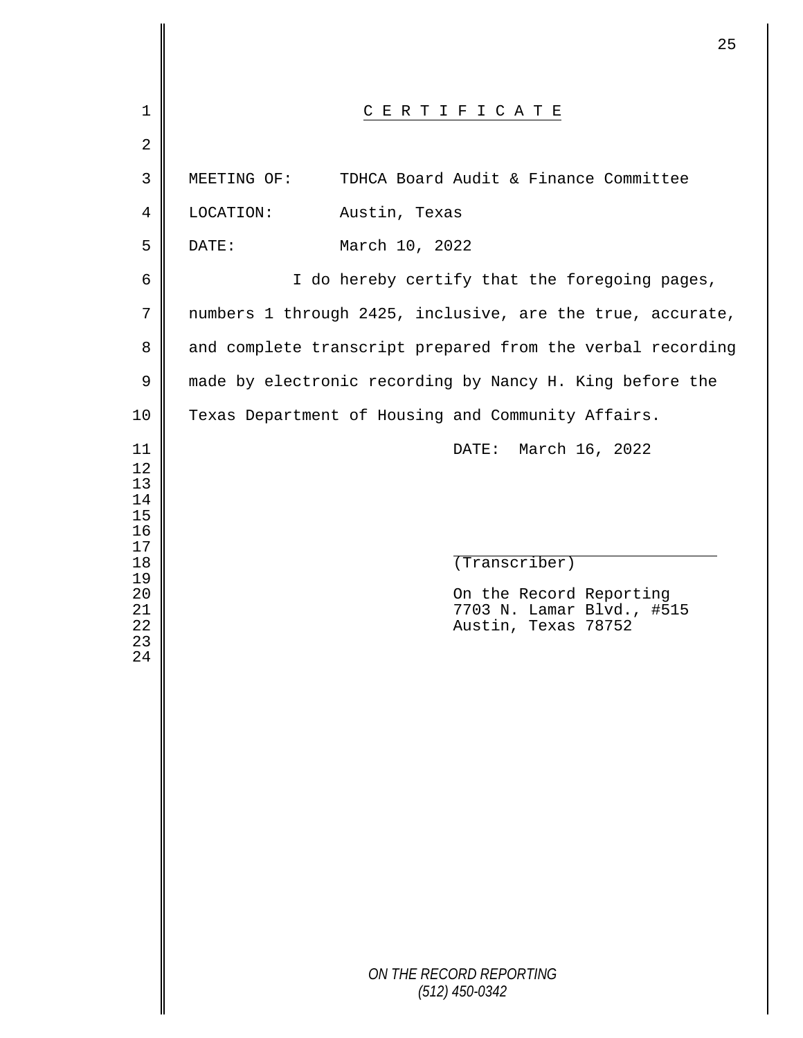# C E R T I F I C A T E

MEETING OF: TDHCA Board Audit & Finance Committee

LOCATION: Austin, Texas

DATE: March 10, 2022

I do hereby certify that the foregoing pages, numbers 1 through 2425, inclusive, are the true, accurate, and complete transcript prepared from the verbal recording made by electronic recording by Nancy H. King before the Texas Department of Housing and Community Affairs.

DATE: March 16, 2022

(Transcriber)

On the Record Reporting
7703 N. Lamar Blvd., #515
Austin, Texas 78752